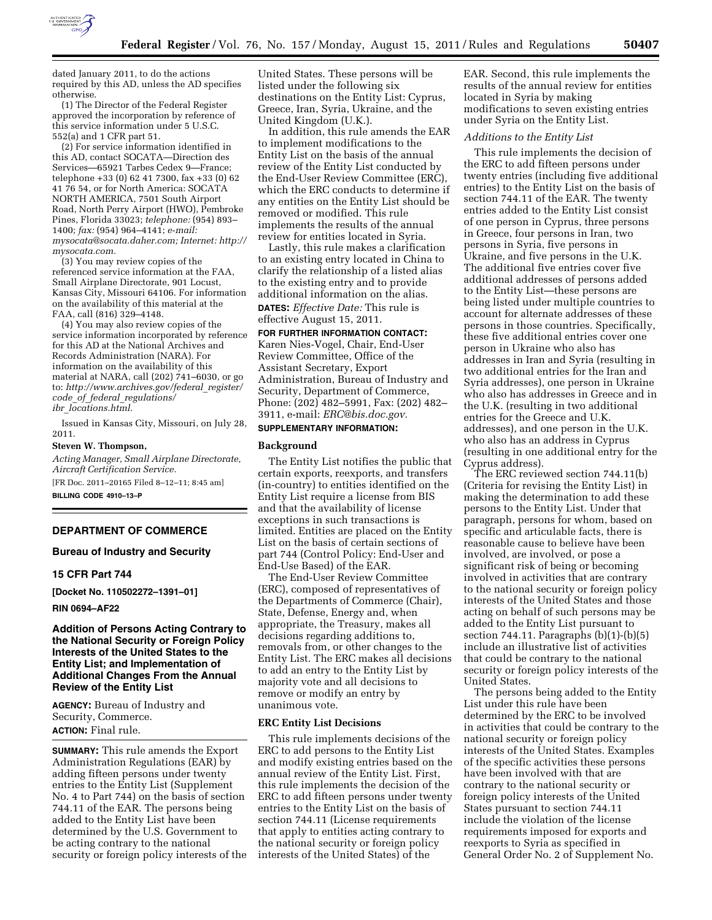dated January 2011, to do the actions required by this AD, unless the AD specifies otherwise.

(1) The Director of the Federal Register approved the incorporation by reference of this service information under 5 U.S.C. 552(a) and 1 CFR part 51.

(2) For service information identified in this AD, contact SOCATA—Direction des Services—65921 Tarbes Cedex 9—France; telephone +33 (0) 62 41 7300, fax +33 (0) 62 41 76 54, or for North America: SOCATA NORTH AMERICA, 7501 South Airport Road, North Perry Airport (HWO), Pembroke Pines, Florida 33023; *telephone:* (954) 893–1400; *fax:* (954) 964–4141; *e-mail: mysocata@socata.daher.com; Internet: http://mysocata.com.*

(3) You may review copies of the referenced service information at the FAA, Small Airplane Directorate, 901 Locust, Kansas City, Missouri 64106. For information on the availability of this material at the FAA, call (816) 329–4148.

(4) You may also review copies of the service information incorporated by reference for this AD at the National Archives and Records Administration (NARA). For information on the availability of this material at NARA, call (202) 741–6030, or go to: *http://www.archives.gov/federal_register/code_of_federal_regulations/ibr_locations.html.*

Issued in Kansas City, Missouri, on July 28, 2011.

**Steven W. Thompson,**

*Acting Manager, Small Airplane Directorate, Aircraft Certification Service.*

[FR Doc. 2011–20165 Filed 8–12–11; 8:45 am]

**BILLING CODE 4910–13–P**

---

## DEPARTMENT OF COMMERCE

### Bureau of Industry and Security

### 15 CFR Part 744

**[Docket No. 110502272–1391–01]**

**RIN 0694–AF22**

## Addition of Persons Acting Contrary to the National Security or Foreign Policy Interests of the United States to the Entity List; and Implementation of Additional Changes From the Annual Review of the Entity List

**AGENCY:** Bureau of Industry and Security, Commerce.

**ACTION:** Final rule.

**SUMMARY:** This rule amends the Export Administration Regulations (EAR) by adding fifteen persons under twenty entries to the Entity List (Supplement No. 4 to Part 744) on the basis of section 744.11 of the EAR. The persons being added to the Entity List have been determined by the U.S. Government to be acting contrary to the national security or foreign policy interests of the United States. These persons will be listed under the following six destinations on the Entity List: Cyprus, Greece, Iran, Syria, Ukraine, and the United Kingdom (U.K.).

In addition, this rule amends the EAR to implement modifications to the Entity List on the basis of the annual review of the Entity List conducted by the End-User Review Committee (ERC), which the ERC conducts to determine if any entities on the Entity List should be removed or modified. This rule implements the results of the annual review for entities located in Syria.

Lastly, this rule makes a clarification to an existing entry located in China to clarify the relationship of a listed alias to the existing entry and to provide additional information on the alias.

**DATES:** *Effective Date:* This rule is effective August 15, 2011.

**FOR FURTHER INFORMATION CONTACT:** Karen Nies-Vogel, Chair, End-User Review Committee, Office of the Assistant Secretary, Export Administration, Bureau of Industry and Security, Department of Commerce, Phone: (202) 482–5991, Fax: (202) 482–3911, e-mail: *ERC@bis.doc.gov.*

**SUPPLEMENTARY INFORMATION:**

### Background

The Entity List notifies the public that certain exports, reexports, and transfers (in-country) to entities identified on the Entity List require a license from BIS and that the availability of license exceptions in such transactions is limited. Entities are placed on the Entity List on the basis of certain sections of part 744 (Control Policy: End-User and End-Use Based) of the EAR.

The End-User Review Committee (ERC), composed of representatives of the Departments of Commerce (Chair), State, Defense, Energy and, when appropriate, the Treasury, makes all decisions regarding additions to, removals from, or other changes to the Entity List. The ERC makes all decisions to add an entry to the Entity List by majority vote and all decisions to remove or modify an entry by unanimous vote.

### ERC Entity List Decisions

This rule implements decisions of the ERC to add persons to the Entity List and modify existing entries based on the annual review of the Entity List. First, this rule implements the decision of the ERC to add fifteen persons under twenty entries to the Entity List on the basis of section 744.11 (License requirements that apply to entities acting contrary to the national security or foreign policy interests of the United States) of the EAR. Second, this rule implements the results of the annual review for entities located in Syria by making modifications to seven existing entries under Syria on the Entity List.

*Additions to the Entity List*

This rule implements the decision of the ERC to add fifteen persons under twenty entries (including five additional entries) to the Entity List on the basis of section 744.11 of the EAR. The twenty entries added to the Entity List consist of one person in Cyprus, three persons in Greece, four persons in Iran, two persons in Syria, five persons in Ukraine, and five persons in the U.K. The additional five entries cover five additional addresses of persons added to the Entity List—these persons are being listed under multiple countries to account for alternate addresses of these persons in those countries. Specifically, these five additional entries cover one person in Ukraine who also has addresses in Iran and Syria (resulting in two additional entries for the Iran and Syria addresses), one person in Ukraine who also has addresses in Greece and in the U.K. (resulting in two additional entries for the Greece and U.K. addresses), and one person in the U.K. who also has an address in Cyprus (resulting in one additional entry for the Cyprus address).

The ERC reviewed section 744.11(b) (Criteria for revising the Entity List) in making the determination to add these persons to the Entity List. Under that paragraph, persons for whom, based on specific and articulable facts, there is reasonable cause to believe have been involved, are involved, or pose a significant risk of being or becoming involved in activities that are contrary to the national security or foreign policy interests of the United States and those acting on behalf of such persons may be added to the Entity List pursuant to section 744.11. Paragraphs (b)(1)-(b)(5) include an illustrative list of activities that could be contrary to the national security or foreign policy interests of the United States.

The persons being added to the Entity List under this rule have been determined by the ERC to be involved in activities that could be contrary to the national security or foreign policy interests of the United States. Examples of the specific activities these persons have been involved with that are contrary to the national security or foreign policy interests of the United States pursuant to section 744.11 include the violation of the license requirements imposed for exports and reexports to Syria as specified in General Order No. 2 of Supplement No.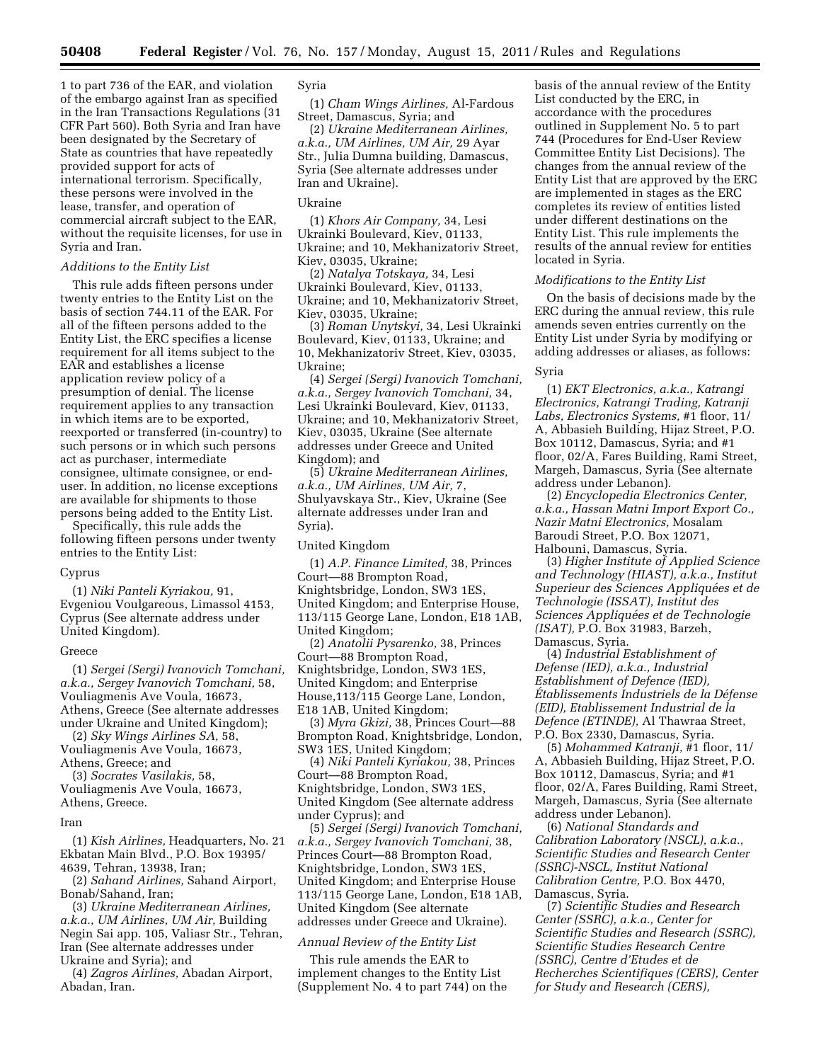1 to part 736 of the EAR, and violation of the embargo against Iran as specified in the Iran Transactions Regulations (31 CFR Part 560). Both Syria and Iran have been designated by the Secretary of State as countries that have repeatedly provided support for acts of international terrorism. Specifically, these persons were involved in the lease, transfer, and operation of commercial aircraft subject to the EAR, without the requisite licenses, for use in Syria and Iran.

*Additions to the Entity List*

This rule adds fifteen persons under twenty entries to the Entity List on the basis of section 744.11 of the EAR. For all of the fifteen persons added to the Entity List, the ERC specifies a license requirement for all items subject to the EAR and establishes a license application review policy of a presumption of denial. The license requirement applies to any transaction in which items are to be exported, reexported or transferred (in-country) to such persons or in which such persons act as purchaser, intermediate consignee, ultimate consignee, or end-user. In addition, no license exceptions are available for shipments to those persons being added to the Entity List.

Specifically, this rule adds the following fifteen persons under twenty entries to the Entity List:

Cyprus

(1) *Niki Panteli Kyriakou,* 91, Evgeniou Voulgareous, Limassol 4153, Cyprus (See alternate address under United Kingdom).

Greece

(1) *Sergei (Sergi) Ivanovich Tomchani, a.k.a., Sergey Ivanovich Tomchani,* 58, Vouliagmenis Ave Voula, 16673, Athens, Greece (See alternate addresses under Ukraine and United Kingdom);

(2) *Sky Wings Airlines SA,* 58, Vouliagmenis Ave Voula, 16673, Athens, Greece; and

(3) *Socrates Vasilakis,* 58, Vouliagmenis Ave Voula, 16673, Athens, Greece.

Iran

(1) *Kish Airlines,* Headquarters, No. 21 Ekbatan Main Blvd., P.O. Box 19395/4639, Tehran, 13938, Iran;

(2) *Sahand Airlines,* Sahand Airport, Bonab/Sahand, Iran;

(3) *Ukraine Mediterranean Airlines, a.k.a., UM Airlines, UM Air,* Building Negin Sai app. 105, Valiasr Str., Tehran, Iran (See alternate addresses under Ukraine and Syria); and

(4) *Zagros Airlines,* Abadan Airport, Abadan, Iran.

Syria

(1) *Cham Wings Airlines,* Al-Fardous Street, Damascus, Syria; and

(2) *Ukraine Mediterranean Airlines, a.k.a., UM Airlines, UM Air,* 29 Ayar Str., Julia Dumna building, Damascus, Syria (See alternate addresses under Iran and Ukraine).

Ukraine

(1) *Khors Air Company,* 34, Lesi Ukrainki Boulevard, Kiev, 01133, Ukraine; and 10, Mekhanizatoriv Street, Kiev, 03035, Ukraine;

(2) *Natalya Totskaya,* 34, Lesi Ukrainki Boulevard, Kiev, 01133, Ukraine; and 10, Mekhanizatoriv Street, Kiev, 03035, Ukraine;

(3) *Roman Unytskyi,* 34, Lesi Ukrainki Boulevard, Kiev, 01133, Ukraine; and 10, Mekhanizatoriv Street, Kiev, 03035, Ukraine;

(4) *Sergei (Sergi) Ivanovich Tomchani, a.k.a., Sergey Ivanovich Tomchani,* 34, Lesi Ukrainki Boulevard, Kiev, 01133, Ukraine; and 10, Mekhanizatoriv Street, Kiev, 03035, Ukraine (See alternate addresses under Greece and United Kingdom); and

(5) *Ukraine Mediterranean Airlines, a.k.a., UM Airlines, UM Air,* 7, Shulyavskaya Str., Kiev, Ukraine (See alternate addresses under Iran and Syria).

United Kingdom

(1) *A.P. Finance Limited,* 38, Princes Court—88 Brompton Road, Knightsbridge, London, SW3 1ES, United Kingdom; and Enterprise House, 113/115 George Lane, London, E18 1AB, United Kingdom;

(2) *Anatolii Pysarenko,* 38, Princes Court—88 Brompton Road, Knightsbridge, London, SW3 1ES, United Kingdom; and Enterprise House,113/115 George Lane, London, E18 1AB, United Kingdom;

(3) *Myra Gkizi,* 38, Princes Court—88 Brompton Road, Knightsbridge, London, SW3 1ES, United Kingdom;

(4) *Niki Panteli Kyriakou,* 38, Princes Court—88 Brompton Road, Knightsbridge, London, SW3 1ES, United Kingdom (See alternate address under Cyprus); and

(5) *Sergei (Sergi) Ivanovich Tomchani, a.k.a., Sergey Ivanovich Tomchani,* 38, Princes Court—88 Brompton Road, Knightsbridge, London, SW3 1ES, United Kingdom; and Enterprise House 113/115 George Lane, London, E18 1AB, United Kingdom (See alternate addresses under Greece and Ukraine).

*Annual Review of the Entity List*

This rule amends the EAR to implement changes to the Entity List (Supplement No. 4 to part 744) on the basis of the annual review of the Entity List conducted by the ERC, in accordance with the procedures outlined in Supplement No. 5 to part 744 (Procedures for End-User Review Committee Entity List Decisions). The changes from the annual review of the Entity List that are approved by the ERC are implemented in stages as the ERC completes its review of entities listed under different destinations on the Entity List. This rule implements the results of the annual review for entities located in Syria.

*Modifications to the Entity List*

On the basis of decisions made by the ERC during the annual review, this rule amends seven entries currently on the Entity List under Syria by modifying or adding addresses or aliases, as follows:

Syria

(1) *EKT Electronics, a.k.a., Katrangi Electronics, Katrangi Trading, Katranji Labs, Electronics Systems,* #1 floor, 11/A, Abbasieh Building, Hijaz Street, P.O. Box 10112, Damascus, Syria; and #1 floor, 02/A, Fares Building, Rami Street, Margeh, Damascus, Syria (See alternate address under Lebanon).

(2) *Encyclopedia Electronics Center, a.k.a., Hassan Matni Import Export Co., Nazir Matni Electronics,* Mosalam Baroudi Street, P.O. Box 12071, Halbouni, Damascus, Syria.

(3) *Higher Institute of Applied Science and Technology (HIAST), a.k.a., Institut Superieur des Sciences Appliquées et de Technologie (ISSAT), Institut des Sciences Appliquées et de Technologie (ISAT),* P.O. Box 31983, Barzeh, Damascus, Syria.

(4) *Industrial Establishment of Defense (IED), a.k.a., Industrial Establishment of Defence (IED), Établissements Industriels de la Défense (EID), Etablissement Industrial de la Defence (ETINDE),* Al Thawraa Street, P.O. Box 2330, Damascus, Syria.

(5) *Mohammed Katranji,* #1 floor, 11/A, Abbasieh Building, Hijaz Street, P.O. Box 10112, Damascus, Syria; and #1 floor, 02/A, Fares Building, Rami Street, Margeh, Damascus, Syria (See alternate address under Lebanon).

(6) *National Standards and Calibration Laboratory (NSCL), a.k.a., Scientific Studies and Research Center (SSRC)-NSCL, Institut National Calibration Centre,* P.O. Box 4470, Damascus, Syria.

(7) *Scientific Studies and Research Center (SSRC), a.k.a., Center for Scientific Studies and Research (SSRC), Scientific Studies Research Centre (SSRC), Centre d'Etudes et de Recherches Scientifiques (CERS), Center for Study and Research (CERS),*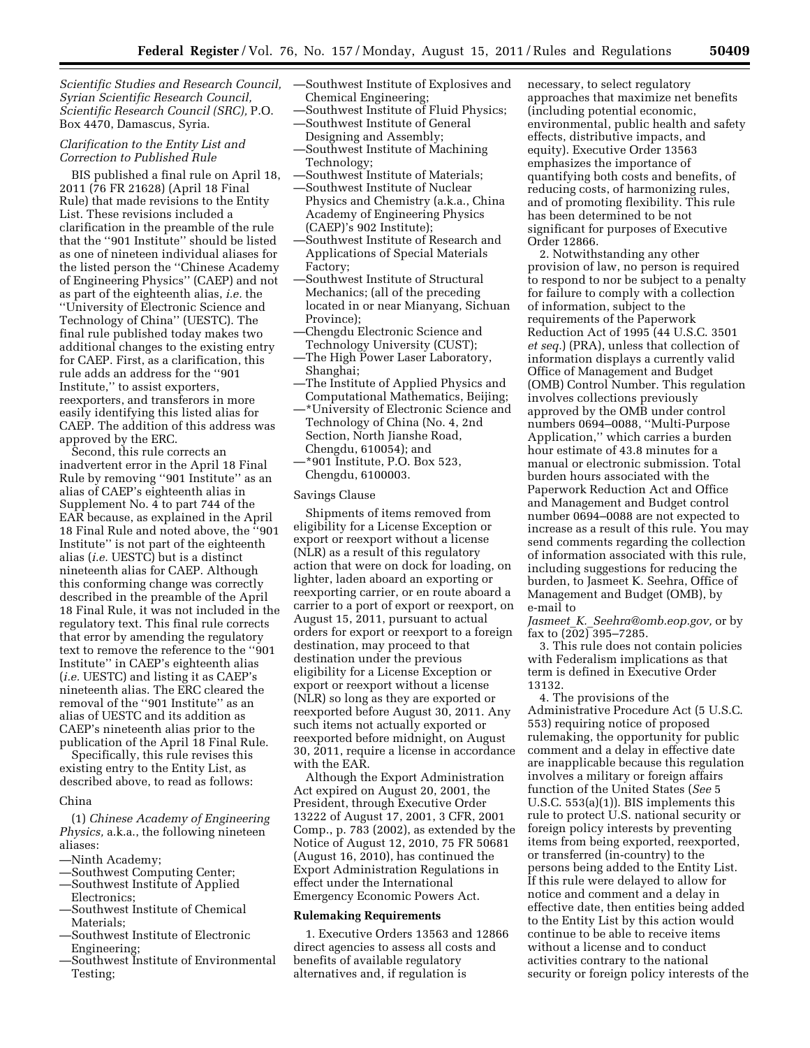*Scientific Studies and Research Council, Syrian Scientific Research Council, Scientific Research Council (SRC),* P.O. Box 4470, Damascus, Syria.

*Clarification to the Entity List and Correction to Published Rule*

BIS published a final rule on April 18, 2011 (76 FR 21628) (April 18 Final Rule) that made revisions to the Entity List. These revisions included a clarification in the preamble of the rule that the ''901 Institute'' should be listed as one of nineteen individual aliases for the listed person the ''Chinese Academy of Engineering Physics'' (CAEP) and not as part of the eighteenth alias, *i.e.* the ''University of Electronic Science and Technology of China'' (UESTC). The final rule published today makes two additional changes to the existing entry for CAEP. First, as a clarification, this rule adds an address for the ''901 Institute,'' to assist exporters, reexporters, and transferors in more easily identifying this listed alias for CAEP. The addition of this address was approved by the ERC.

Second, this rule corrects an inadvertent error in the April 18 Final Rule by removing ''901 Institute'' as an alias of CAEP's eighteenth alias in Supplement No. 4 to part 744 of the EAR because, as explained in the April 18 Final Rule and noted above, the ''901 Institute'' is not part of the eighteenth alias (*i.e.* UESTC) but is a distinct nineteenth alias for CAEP. Although this conforming change was correctly described in the preamble of the April 18 Final Rule, it was not included in the regulatory text. This final rule corrects that error by amending the regulatory text to remove the reference to the ''901 Institute'' in CAEP's eighteenth alias (*i.e.* UESTC) and listing it as CAEP's nineteenth alias. The ERC cleared the removal of the ''901 Institute'' as an alias of UESTC and its addition as CAEP's nineteenth alias prior to the publication of the April 18 Final Rule.

Specifically, this rule revises this existing entry to the Entity List, as described above, to read as follows:

China

(1) *Chinese Academy of Engineering Physics,* a.k.a., the following nineteen aliases:

—Ninth Academy;
—Southwest Computing Center;
—Southwest Institute of Applied Electronics;
—Southwest Institute of Chemical Materials;
—Southwest Institute of Electronic Engineering;
—Southwest Institute of Environmental Testing;
—Southwest Institute of Explosives and Chemical Engineering;
—Southwest Institute of Fluid Physics;
—Southwest Institute of General Designing and Assembly;
—Southwest Institute of Machining Technology;
—Southwest Institute of Materials;
—Southwest Institute of Nuclear Physics and Chemistry (a.k.a., China Academy of Engineering Physics (CAEP)'s 902 Institute);
—Southwest Institute of Research and Applications of Special Materials Factory;
—Southwest Institute of Structural Mechanics; (all of the preceding located in or near Mianyang, Sichuan Province);
—Chengdu Electronic Science and Technology University (CUST);
—The High Power Laser Laboratory, Shanghai;
—The Institute of Applied Physics and Computational Mathematics, Beijing;
—*University of Electronic Science and Technology of China (No. 4, 2nd Section, North Jianshe Road, Chengdu, 610054); and
—*901 Institute, P.O. Box 523, Chengdu, 6100003.

Savings Clause

Shipments of items removed from eligibility for a License Exception or export or reexport without a license (NLR) as a result of this regulatory action that were on dock for loading, on lighter, laden aboard an exporting or reexporting carrier, or en route aboard a carrier to a port of export or reexport, on August 15, 2011, pursuant to actual orders for export or reexport to a foreign destination, may proceed to that destination under the previous eligibility for a License Exception or export or reexport without a license (NLR) so long as they are exported or reexported before August 30, 2011. Any such items not actually exported or reexported before midnight, on August 30, 2011, require a license in accordance with the EAR.

Although the Export Administration Act expired on August 20, 2001, the President, through Executive Order 13222 of August 17, 2001, 3 CFR, 2001 Comp., p. 783 (2002), as extended by the Notice of August 12, 2010, 75 FR 50681 (August 16, 2010), has continued the Export Administration Regulations in effect under the International Emergency Economic Powers Act.

**Rulemaking Requirements**

1. Executive Orders 13563 and 12866 direct agencies to assess all costs and benefits of available regulatory alternatives and, if regulation is necessary, to select regulatory approaches that maximize net benefits (including potential economic, environmental, public health and safety effects, distributive impacts, and equity). Executive Order 13563 emphasizes the importance of quantifying both costs and benefits, of reducing costs, of harmonizing rules, and of promoting flexibility. This rule has been determined to be not significant for purposes of Executive Order 12866.

2. Notwithstanding any other provision of law, no person is required to respond to nor be subject to a penalty for failure to comply with a collection of information, subject to the requirements of the Paperwork Reduction Act of 1995 (44 U.S.C. 3501 *et seq.*) (PRA), unless that collection of information displays a currently valid Office of Management and Budget (OMB) Control Number. This regulation involves collections previously approved by the OMB under control numbers 0694–0088, ''Multi-Purpose Application,'' which carries a burden hour estimate of 43.8 minutes for a manual or electronic submission. Total burden hours associated with the Paperwork Reduction Act and Office and Management and Budget control number 0694–0088 are not expected to increase as a result of this rule. You may send comments regarding the collection of information associated with this rule, including suggestions for reducing the burden, to Jasmeet K. Seehra, Office of Management and Budget (OMB), by e-mail to *Jasmeet_K._Seehra@omb.eop.gov,* or by fax to (202) 395–7285.

3. This rule does not contain policies with Federalism implications as that term is defined in Executive Order 13132.

4. The provisions of the Administrative Procedure Act (5 U.S.C. 553) requiring notice of proposed rulemaking, the opportunity for public comment and a delay in effective date are inapplicable because this regulation involves a military or foreign affairs function of the United States (*See* 5 U.S.C. 553(a)(1)). BIS implements this rule to protect U.S. national security or foreign policy interests by preventing items from being exported, reexported, or transferred (in-country) to the persons being added to the Entity List. If this rule were delayed to allow for notice and comment and a delay in effective date, then entities being added to the Entity List by this action would continue to be able to receive items without a license and to conduct activities contrary to the national security or foreign policy interests of the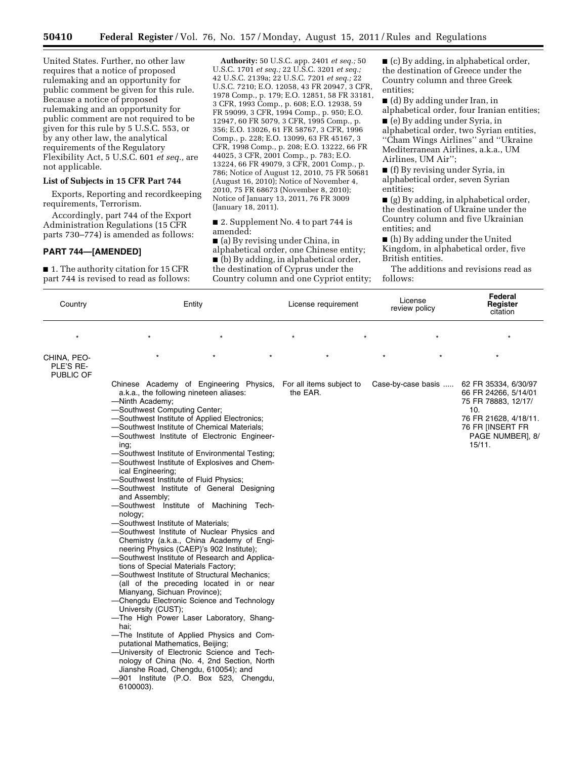United States. Further, no other law requires that a notice of proposed rulemaking and an opportunity for public comment be given for this rule. Because a notice of proposed rulemaking and an opportunity for public comment are not required to be given for this rule by 5 U.S.C. 553, or by any other law, the analytical requirements of the Regulatory Flexibility Act, 5 U.S.C. 601 *et seq.,* are not applicable.

### List of Subjects in 15 CFR Part 744

Exports, Reporting and recordkeeping requirements, Terrorism.

Accordingly, part 744 of the Export Administration Regulations (15 CFR parts 730–774) is amended as follows:

## PART 744—[AMENDED]

■ 1. The authority citation for 15 CFR part 744 is revised to read as follows:

**Authority:** 50 U.S.C. app. 2401 *et seq.;* 50 U.S.C. 1701 *et seq.;* 22 U.S.C. 3201 *et seq.;* 42 U.S.C. 2139a; 22 U.S.C. 7201 *et seq.;* 22 U.S.C. 7210; E.O. 12058, 43 FR 20947, 3 CFR, 1978 Comp., p. 179; E.O. 12851, 58 FR 33181, 3 CFR, 1993 Comp., p. 608; E.O. 12938, 59 FR 59099, 3 CFR, 1994 Comp., p. 950; E.O. 12947, 60 FR 5079, 3 CFR, 1995 Comp., p. 356; E.O. 13026, 61 FR 58767, 3 CFR, 1996 Comp., p. 228; E.O. 13099, 63 FR 45167, 3 CFR, 1998 Comp., p. 208; E.O. 13222, 66 FR 44025, 3 CFR, 2001 Comp., p. 783; E.O. 13224, 66 FR 49079, 3 CFR, 2001 Comp., p. 786; Notice of August 12, 2010, 75 FR 50681 (August 16, 2010); Notice of November 4, 2010, 75 FR 68673 (November 8, 2010); Notice of January 13, 2011, 76 FR 3009 (January 18, 2011).

■ 2. Supplement No. 4 to part 744 is amended:

■ (a) By revising under China, in alphabetical order, one Chinese entity;

■ (b) By adding, in alphabetical order, the destination of Cyprus under the Country column and one Cypriot entity;

■ (c) By adding, in alphabetical order, the destination of Greece under the Country column and three Greek entities;

■ (d) By adding under Iran, in alphabetical order, four Iranian entities;

■ (e) By adding under Syria, in alphabetical order, two Syrian entities, ''Cham Wings Airlines'' and ''Ukraine Mediterranean Airlines, a.k.a., UM Airlines, UM Air'';

■ (f) By revising under Syria, in alphabetical order, seven Syrian entities;

■ (g) By adding, in alphabetical order, the destination of Ukraine under the Country column and five Ukrainian entities; and

■ (h) By adding under the United Kingdom, in alphabetical order, five British entities.

The additions and revisions read as follows:

| Country | Entity | License requirement | License review policy | Federal Register citation |
|---|---|---|---|---|
| * | * * | * * | * | * |
| CHINA, PEOPLE'S REPUBLIC OF | * * * | * | * * | * |
| | Chinese Academy of Engineering Physics, a.k.a., the following nineteen aliases:<br>—Ninth Academy;<br>—Southwest Computing Center;<br>—Southwest Institute of Applied Electronics;<br>—Southwest Institute of Chemical Materials;<br>—Southwest Institute of Electronic Engineering;<br>—Southwest Institute of Environmental Testing;<br>—Southwest Institute of Explosives and Chemical Engineering;<br>—Southwest Institute of Fluid Physics;<br>—Southwest Institute of General Designing and Assembly;<br>—Southwest Institute of Machining Technology;<br>—Southwest Institute of Materials;<br>—Southwest Institute of Nuclear Physics and Chemistry (a.k.a., China Academy of Engineering Physics (CAEP)'s 902 Institute);<br>—Southwest Institute of Research and Applications of Special Materials Factory;<br>—Southwest Institute of Structural Mechanics; (all of the preceding located in or near Mianyang, Sichuan Province);<br>—Chengdu Electronic Science and Technology University (CUST);<br>—The High Power Laser Laboratory, Shanghai;<br>—The Institute of Applied Physics and Computational Mathematics, Beijing;<br>—University of Electronic Science and Technology of China (No. 4, 2nd Section, North Jianshe Road, Chengdu, 610054); and<br>—901 Institute (P.O. Box 523, Chengdu, 6100003). | For all items subject to the EAR. | Case-by-case basis ..... | 62 FR 35334, 6/30/97<br>66 FR 24266, 5/14/01<br>75 FR 78883, 12/17/10.<br>76 FR 21628, 4/18/11.<br>76 FR [INSERT FR PAGE NUMBER], 8/15/11. |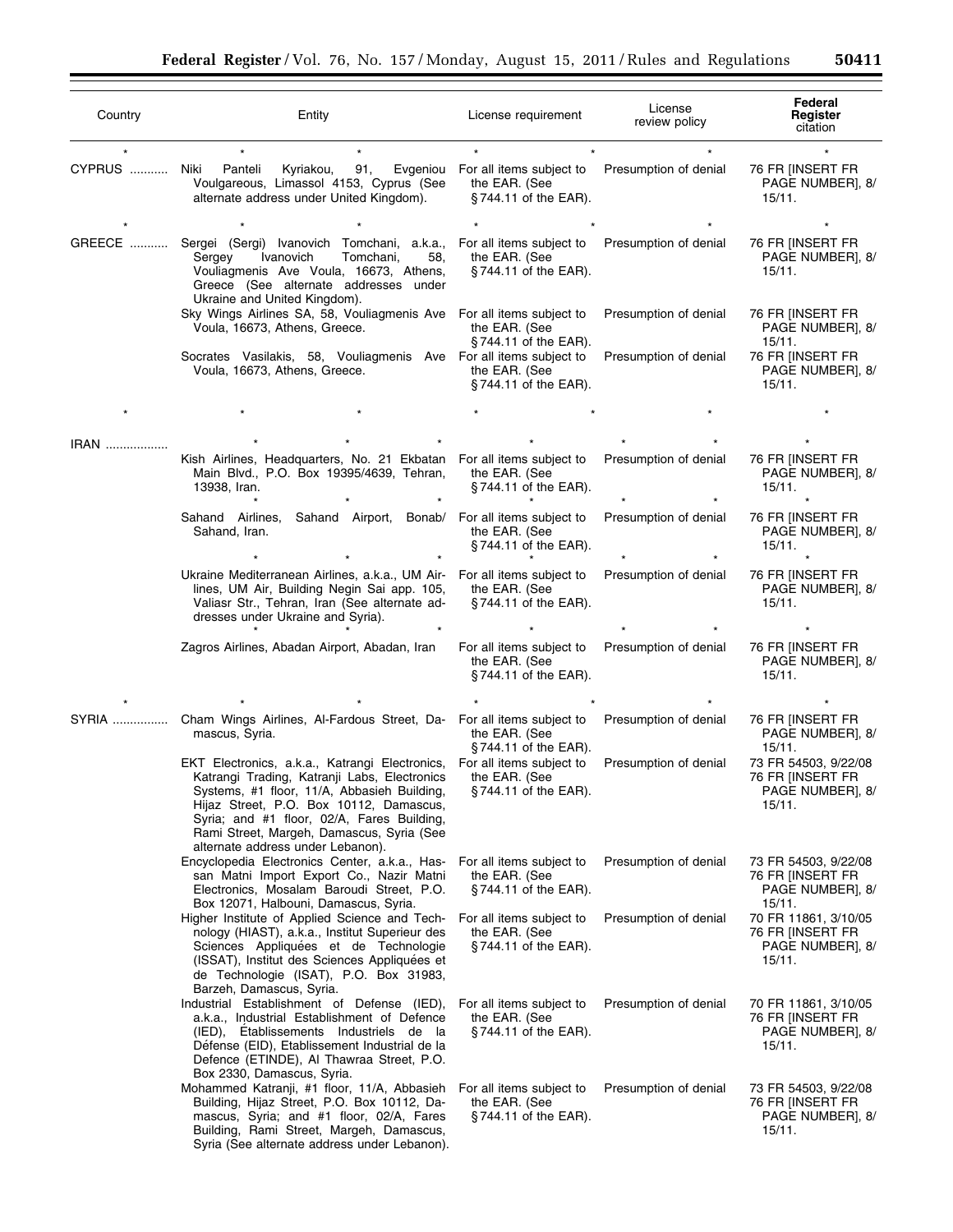| Country | Entity | License requirement | License review policy | Federal Register citation |
|---|---|---|---|---|
| * | * * * | * * | * * | * |
| CYPRUS | Niki Panteli Kyriakou, 91, Evgeniou Voulgareous, Limassol 4153, Cyprus (See alternate address under United Kingdom). | For all items subject to the EAR. (See §744.11 of the EAR). | Presumption of denial | 76 FR [INSERT FR PAGE NUMBER], 8/15/11. |
| * | * * * | * * | * * | * |
| GREECE | Sergei (Sergi) Ivanovich Tomchani, a.k.a., Sergey Ivanovich Tomchani, 58, Vouliagmenis Ave Voula, 16673, Athens, Greece (See alternate addresses under Ukraine and United Kingdom). | For all items subject to the EAR. (See §744.11 of the EAR). | Presumption of denial | 76 FR [INSERT FR PAGE NUMBER], 8/15/11. |
| | Sky Wings Airlines SA, 58, Vouliagmenis Ave Voula, 16673, Athens, Greece. | For all items subject to the EAR. (See §744.11 of the EAR). | Presumption of denial | 76 FR [INSERT FR PAGE NUMBER], 8/15/11. |
| | Socrates Vasilakis, 58, Vouliagmenis Ave Voula, 16673, Athens, Greece. | For all items subject to the EAR. (See §744.11 of the EAR). | Presumption of denial | 76 FR [INSERT FR PAGE NUMBER], 8/15/11. |
| * | * * * | * * | * * | * |
| IRAN | * * * | * * | * * | * |
| | Kish Airlines, Headquarters, No. 21 Ekbatan Main Blvd., P.O. Box 19395/4639, Tehran, 13938, Iran. | For all items subject to the EAR. (See §744.11 of the EAR). | Presumption of denial | 76 FR [INSERT FR PAGE NUMBER], 8/15/11. |
| | * * * | * * | * * | * |
| | Sahand Airlines, Sahand Airport, Bonab/Sahand, Iran. | For all items subject to the EAR. (See §744.11 of the EAR). | Presumption of denial | 76 FR [INSERT FR PAGE NUMBER], 8/15/11. |
| | * * * | * * | * * | * |
| | Ukraine Mediterranean Airlines, a.k.a., UM Airlines, UM Air, Building Negin Sai app. 105, Valiasr Str., Tehran, Iran (See alternate addresses under Ukraine and Syria). | For all items subject to the EAR. (See §744.11 of the EAR). | Presumption of denial | 76 FR [INSERT FR PAGE NUMBER], 8/15/11. |
| | * * * | * * | * * | * |
| | Zagros Airlines, Abadan Airport, Abadan, Iran | For all items subject to the EAR. (See §744.11 of the EAR). | Presumption of denial | 76 FR [INSERT FR PAGE NUMBER], 8/15/11. |
| * | * * * | * * | * * | * |
| SYRIA | Cham Wings Airlines, Al-Fardous Street, Damascus, Syria. | For all items subject to the EAR. (See §744.11 of the EAR). | Presumption of denial | 76 FR [INSERT FR PAGE NUMBER], 8/15/11. |
| | EKT Electronics, a.k.a., Katrangi Electronics, Katrangi Trading, Katranji Labs, Electronics Systems, #1 floor, 11/A, Abbasieh Building, Hijaz Street, P.O. Box 10112, Damascus, Syria; and #1 floor, 02/A, Fares Building, Rami Street, Margeh, Damascus, Syria (See alternate address under Lebanon). | For all items subject to the EAR. (See §744.11 of the EAR). | Presumption of denial | 73 FR 54503, 9/22/08 76 FR [INSERT FR PAGE NUMBER], 8/15/11. |
| | Encyclopedia Electronics Center, a.k.a., Hassan Matni Import Export Co., Nazir Matni Electronics, Mosalam Baroudi Street, P.O. Box 12071, Halbouni, Damascus, Syria. | For all items subject to the EAR. (See §744.11 of the EAR). | Presumption of denial | 73 FR 54503, 9/22/08 76 FR [INSERT FR PAGE NUMBER], 8/15/11. |
| | Higher Institute of Applied Science and Technology (HIAST), a.k.a., Institut Superieur des Sciences Appliquées et de Technologie (ISSAT), Institut des Sciences Appliquées et de Technologie (ISAT), P.O. Box 31983, Barzeh, Damascus, Syria. | For all items subject to the EAR. (See §744.11 of the EAR). | Presumption of denial | 70 FR 11861, 3/10/05 76 FR [INSERT FR PAGE NUMBER], 8/15/11. |
| | Industrial Establishment of Defense (IED), a.k.a., Industrial Establishment of Defence (IED), Établissements Industriels de la Défense (EID), Etablissement Industrial de la Defence (ETINDE), Al Thawraa Street, P.O. Box 2330, Damascus, Syria. | For all items subject to the EAR. (See §744.11 of the EAR). | Presumption of denial | 70 FR 11861, 3/10/05 76 FR [INSERT FR PAGE NUMBER], 8/15/11. |
| | Mohammed Katranji, #1 floor, 11/A, Abbasieh Building, Hijaz Street, P.O. Box 10112, Damascus, Syria; and #1 floor, 02/A, Fares Building, Rami Street, Margeh, Damascus, Syria (See alternate address under Lebanon). | For all items subject to the EAR. (See §744.11 of the EAR). | Presumption of denial | 73 FR 54503, 9/22/08 76 FR [INSERT FR PAGE NUMBER], 8/15/11. |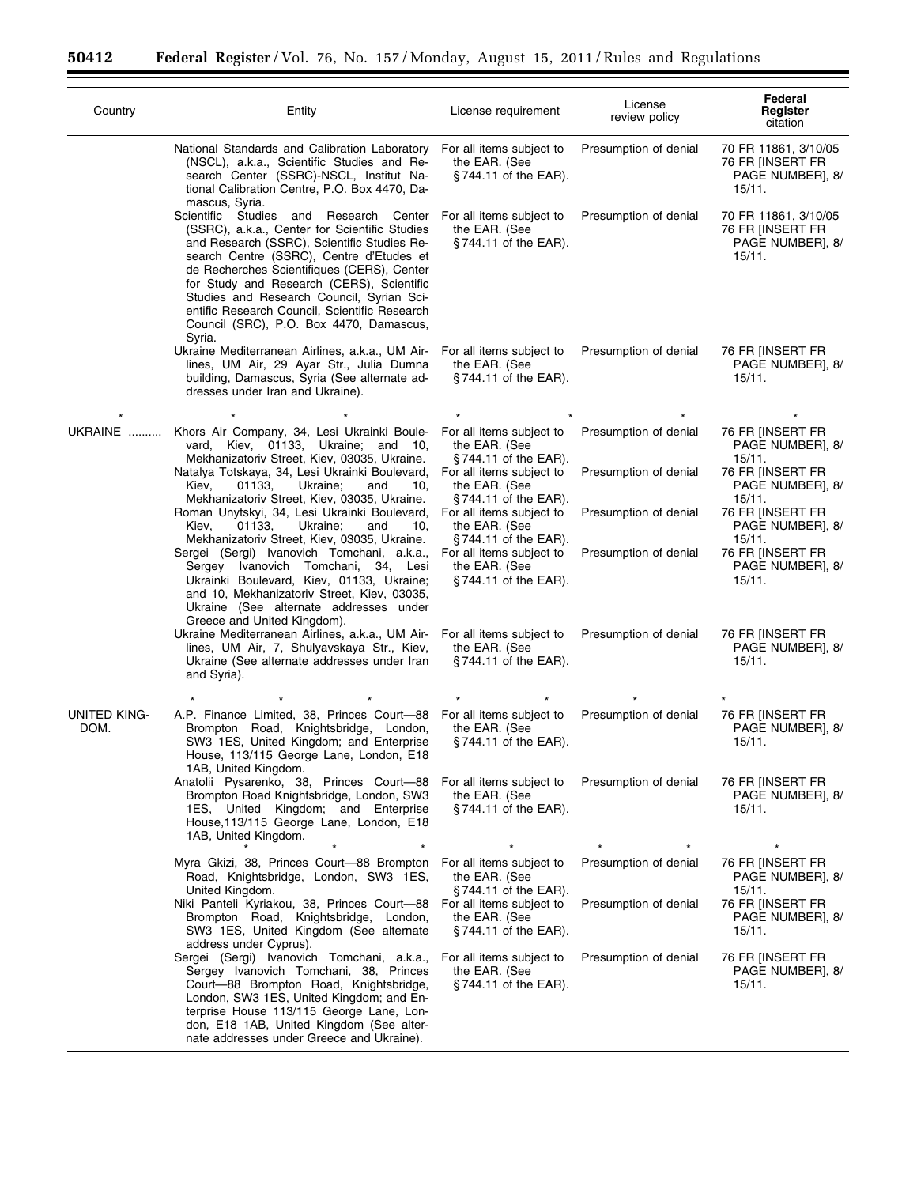| Country | Entity | License requirement | License review policy | Federal Register citation |
|---|---|---|---|---|
| | National Standards and Calibration Laboratory (NSCL), a.k.a., Scientific Studies and Research Center (SSRC)-NSCL, Institut National Calibration Centre, P.O. Box 4470, Damascus, Syria. | For all items subject to the EAR. (See § 744.11 of the EAR). | Presumption of denial | 70 FR 11861, 3/10/05 76 FR [INSERT FR PAGE NUMBER], 8/15/11. |
| | Scientific Studies and Research Center (SSRC), a.k.a., Center for Scientific Studies and Research (SSRC), Scientific Studies Research Centre (SSRC), Centre d'Etudes et de Recherches Scientifiques (CERS), Center for Study and Research (CERS), Scientific Studies and Research Council, Syrian Scientific Research Council, Scientific Research Council (SRC), P.O. Box 4470, Damascus, Syria. | For all items subject to the EAR. (See § 744.11 of the EAR). | Presumption of denial | 70 FR 11861, 3/10/05 76 FR [INSERT FR PAGE NUMBER], 8/15/11. |
| | Ukraine Mediterranean Airlines, a.k.a., UM Airlines, UM Air, 29 Ayar Str., Julia Dumna building, Damascus, Syria (See alternate addresses under Iran and Ukraine). | For all items subject to the EAR. (See § 744.11 of the EAR). | Presumption of denial | 76 FR [INSERT FR PAGE NUMBER], 8/15/11. |
| * | * * * | * * | * | * |
| UKRAINE .......... | Khors Air Company, 34, Lesi Ukrainki Boulevard, Kiev, 01133, Ukraine; and 10, Mekhanizatoriv Street, Kiev, 03035, Ukraine. | For all items subject to the EAR. (See § 744.11 of the EAR). | Presumption of denial | 76 FR [INSERT FR PAGE NUMBER], 8/15/11. |
| | Natalya Totskaya, 34, Lesi Ukrainki Boulevard, Kiev, 01133, Ukraine; and 10, Mekhanizatoriv Street, Kiev, 03035, Ukraine. | For all items subject to the EAR. (See § 744.11 of the EAR). | Presumption of denial | 76 FR [INSERT FR PAGE NUMBER], 8/15/11. |
| | Roman Unytskyi, 34, Lesi Ukrainki Boulevard, Kiev, 01133, Ukraine; and 10, Mekhanizatoriv Street, Kiev, 03035, Ukraine. | For all items subject to the EAR. (See § 744.11 of the EAR). | Presumption of denial | 76 FR [INSERT FR PAGE NUMBER], 8/15/11. |
| | Sergei (Sergi) Ivanovich Tomchani, a.k.a., Sergey Ivanovich Tomchani, 34, Lesi Ukrainki Boulevard, Kiev, 01133, Ukraine; and 10, Mekhanizatoriv Street, Kiev, 03035, Ukraine (See alternate addresses under Greece and United Kingdom). | For all items subject to the EAR. (See § 744.11 of the EAR). | Presumption of denial | 76 FR [INSERT FR PAGE NUMBER], 8/15/11. |
| | Ukraine Mediterranean Airlines, a.k.a., UM Airlines, UM Air, 7, Shulyavskaya Str., Kiev, Ukraine (See alternate addresses under Iran and Syria). | For all items subject to the EAR. (See § 744.11 of the EAR). | Presumption of denial | 76 FR [INSERT FR PAGE NUMBER], 8/15/11. |
| * | * * * | * * | * | * |
| UNITED KINGDOM. | A.P. Finance Limited, 38, Princes Court—88 Brompton Road, Knightsbridge, London, SW3 1ES, United Kingdom; and Enterprise House, 113/115 George Lane, London, E18 1AB, United Kingdom. | For all items subject to the EAR. (See § 744.11 of the EAR). | Presumption of denial | 76 FR [INSERT FR PAGE NUMBER], 8/15/11. |
| | Anatolii Pysarenko, 38, Princes Court—88 Brompton Road Knightsbridge, London, SW3 1ES, United Kingdom; and Enterprise House,113/115 George Lane, London, E18 1AB, United Kingdom. | For all items subject to the EAR. (See § 744.11 of the EAR). | Presumption of denial | 76 FR [INSERT FR PAGE NUMBER], 8/15/11. |
| | * * * | * | * * | * |
| | Myra Gkizi, 38, Princes Court—88 Brompton Road, Knightsbridge, London, SW3 1ES, United Kingdom. | For all items subject to the EAR. (See § 744.11 of the EAR). | Presumption of denial | 76 FR [INSERT FR PAGE NUMBER], 8/15/11. |
| | Niki Panteli Kyriakou, 38, Princes Court—88 Brompton Road, Knightsbridge, London, SW3 1ES, United Kingdom (See alternate address under Cyprus). | For all items subject to the EAR. (See § 744.11 of the EAR). | Presumption of denial | 76 FR [INSERT FR PAGE NUMBER], 8/15/11. |
| | Sergei (Sergi) Ivanovich Tomchani, a.k.a., Sergey Ivanovich Tomchani, 38, Princes Court—88 Brompton Road, Knightsbridge, London, SW3 1ES, United Kingdom; and Enterprise House 113/115 George Lane, London, E18 1AB, United Kingdom (See alternate addresses under Greece and Ukraine). | For all items subject to the EAR. (See § 744.11 of the EAR). | Presumption of denial | 76 FR [INSERT FR PAGE NUMBER], 8/15/11. |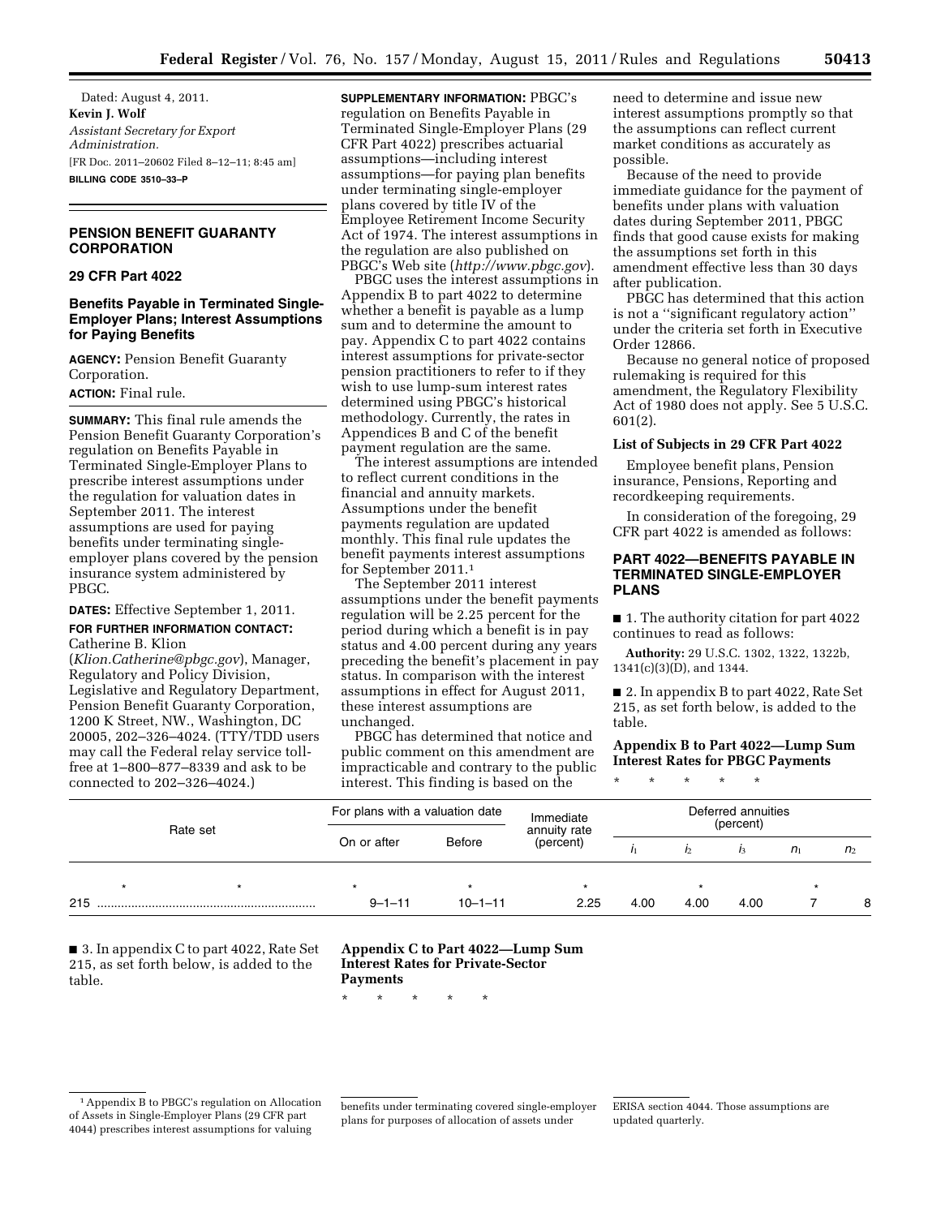Dated: August 4, 2011.

**Kevin J. Wolf**

*Assistant Secretary for Export Administration.*

[FR Doc. 2011–20602 Filed 8–12–11; 8:45 am]

**BILLING CODE 3510–33–P**

## PENSION BENEFIT GUARANTY CORPORATION

## 29 CFR Part 4022

### Benefits Payable in Terminated Single-Employer Plans; Interest Assumptions for Paying Benefits

**AGENCY:** Pension Benefit Guaranty Corporation.

**ACTION:** Final rule.

**SUMMARY:** This final rule amends the Pension Benefit Guaranty Corporation's regulation on Benefits Payable in Terminated Single-Employer Plans to prescribe interest assumptions under the regulation for valuation dates in September 2011. The interest assumptions are used for paying benefits under terminating single-employer plans covered by the pension insurance system administered by PBGC.

**DATES:** Effective September 1, 2011.

**FOR FURTHER INFORMATION CONTACT:** Catherine B. Klion (*Klion.Catherine@pbgc.gov*), Manager, Regulatory and Policy Division, Legislative and Regulatory Department, Pension Benefit Guaranty Corporation, 1200 K Street, NW., Washington, DC 20005, 202–326–4024. (TTY/TDD users may call the Federal relay service toll-free at 1–800–877–8339 and ask to be connected to 202–326–4024.)

**SUPPLEMENTARY INFORMATION:** PBGC's regulation on Benefits Payable in Terminated Single-Employer Plans (29 CFR Part 4022) prescribes actuarial assumptions—including interest assumptions—for paying plan benefits under terminating single-employer plans covered by title IV of the Employee Retirement Income Security Act of 1974. The interest assumptions in the regulation are also published on PBGC's Web site (*http://www.pbgc.gov*).

PBGC uses the interest assumptions in Appendix B to part 4022 to determine whether a benefit is payable as a lump sum and to determine the amount to pay. Appendix C to part 4022 contains interest assumptions for private-sector pension practitioners to refer to if they wish to use lump-sum interest rates determined using PBGC's historical methodology. Currently, the rates in Appendices B and C of the benefit payment regulation are the same.

The interest assumptions are intended to reflect current conditions in the financial and annuity markets. Assumptions under the benefit payments regulation are updated monthly. This final rule updates the benefit payments interest assumptions for September 2011.[1]

The September 2011 interest assumptions under the benefit payments regulation will be 2.25 percent for the period during which a benefit is in pay status and 4.00 percent during any years preceding the benefit's placement in pay status. In comparison with the interest assumptions in effect for August 2011, these interest assumptions are unchanged.

PBGC has determined that notice and public comment on this amendment are impracticable and contrary to the public interest. This finding is based on the need to determine and issue new interest assumptions promptly so that the assumptions can reflect current market conditions as accurately as possible.

Because of the need to provide immediate guidance for the payment of benefits under plans with valuation dates during September 2011, PBGC finds that good cause exists for making the assumptions set forth in this amendment effective less than 30 days after publication.

PBGC has determined that this action is not a ''significant regulatory action'' under the criteria set forth in Executive Order 12866.

Because no general notice of proposed rulemaking is required for this amendment, the Regulatory Flexibility Act of 1980 does not apply. See 5 U.S.C. 601(2).

#### List of Subjects in 29 CFR Part 4022

Employee benefit plans, Pension insurance, Pensions, Reporting and recordkeeping requirements.

In consideration of the foregoing, 29 CFR part 4022 is amended as follows:

## PART 4022—BENEFITS PAYABLE IN TERMINATED SINGLE-EMPLOYER PLANS

■ 1. The authority citation for part 4022 continues to read as follows:

**Authority:** 29 U.S.C. 1302, 1322, 1322b, 1341(c)(3)(D), and 1344.

■ 2. In appendix B to part 4022, Rate Set 215, as set forth below, is added to the table.

#### Appendix B to Part 4022—Lump Sum Interest Rates for PBGC Payments

\* \* \* \* \*

| Rate set | For plans with a valuation date | | Immediate annuity rate (percent) | Deferred annuities (percent) | | | | |
|---|---|---|---|---|---|---|---|---|
| | On or after | Before | | $i_1$ | $i_2$ | $i_3$ | $n_1$ | $n_2$ |
| \* \* | \* | \* | \* | | \* | | \* | |
| 215 | 9–1–11 | 10–1–11 | 2.25 | 4.00 | 4.00 | 4.00 | 7 | 8 |

■ 3. In appendix C to part 4022, Rate Set 215, as set forth below, is added to the table.

#### Appendix C to Part 4022—Lump Sum Interest Rates for Private-Sector Payments

\* \* \* \* \*

[1] Appendix B to PBGC's regulation on Allocation of Assets in Single-Employer Plans (29 CFR part 4044) prescribes interest assumptions for valuing benefits under terminating covered single-employer plans for purposes of allocation of assets under ERISA section 4044. Those assumptions are updated quarterly.